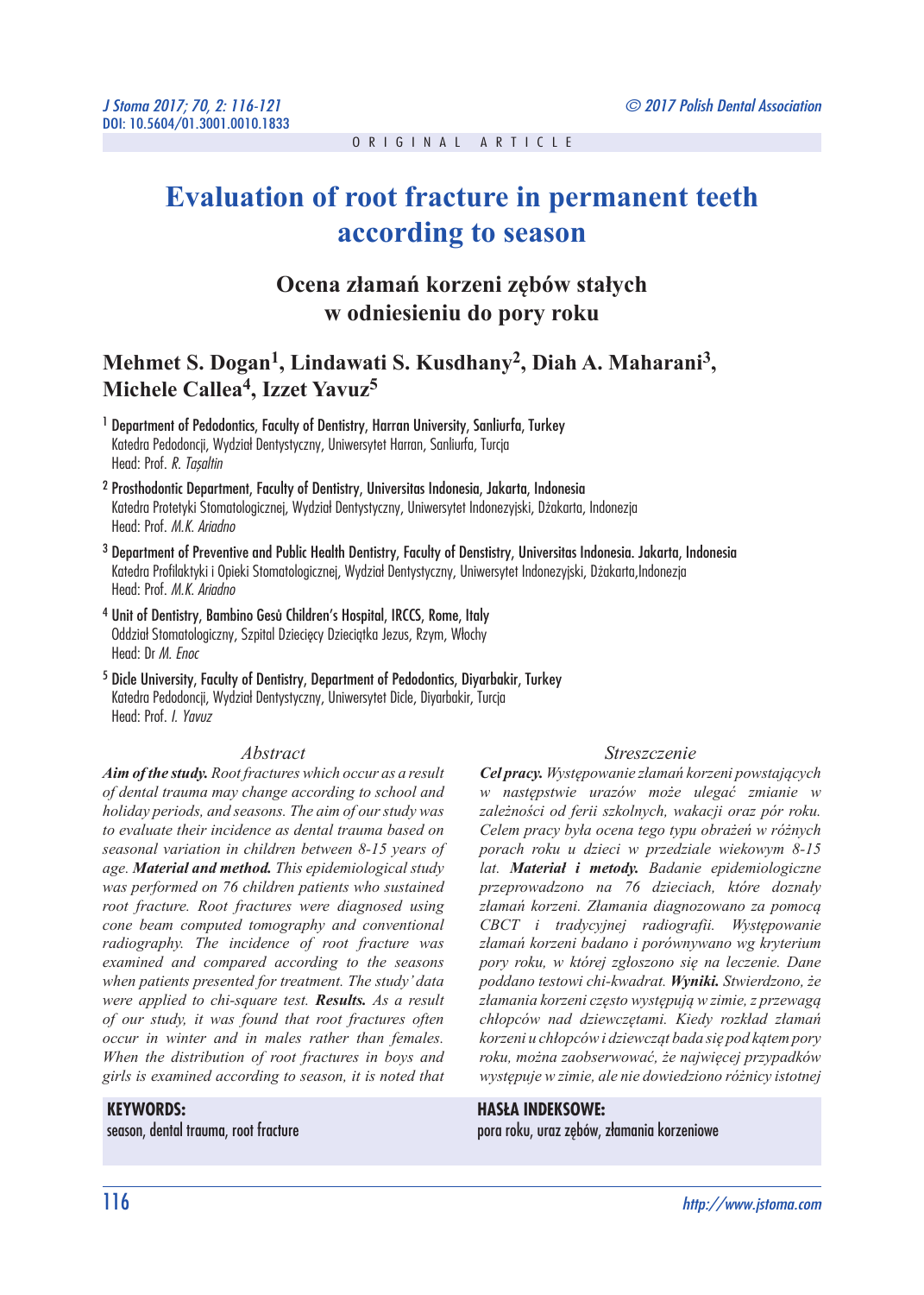ORIGINAL ARTICLE

# Evaluation of root fracture in permanent teeth according to season

## Ocena złamań korzeni zębów stałych w odniesieniu do pory roku

**Mehmet S. Dogan[1], Lindawati S. Kusdhany[2], Diah A. Maharani[3], Michele Callea[4], Izzet Yavuz[5]**

[1] Department of Pedodontics, Faculty of Dentistry, Harran University, Sanliurfa, Turkey
Katedra Pedodoncji, Wydział Dentystyczny, Uniwersytet Harran, Sanliurfa, Turcja
Head: Prof. *R. Taşaltin*

[2] Prosthodontic Department, Faculty of Dentistry, Universitas Indonesia, Jakarta, Indonesia
Katedra Protetyki Stomatologicznej, Wydział Dentystyczny, Uniwersytet Indonezyjski, Dżakarta, Indonezja
Head: Prof. *M.K. Ariadno*

[3] Department of Preventive and Public Health Dentistry, Faculty of Denstistry, Universitas Indonesia. Jakarta, Indonesia
Katedra Profilaktyki i Opieki Stomatologicznej, Wydział Dentystyczny, Uniwersytet Indonezyjski, Dżakarta,Indonezja
Head: Prof. *M.K. Ariadno*

[4] Unit of Dentistry, Bambino Gesù Children's Hospital, IRCCS, Rome, Italy
Oddział Stomatologiczny, Szpital Dziecięcy Dzieciątka Jezus, Rzym, Włochy
Head: Dr *M. Enoc*

[5] Dicle University, Faculty of Dentistry, Department of Pedodontics, Diyarbakir, Turkey
Katedra Pedodoncji, Wydział Dentystyczny, Uniwersytet Dicle, Diyarbakir, Turcja
Head: Prof. *I. Yavuz*

### Abstract

***Aim of the study.*** *Root fractures which occur as a result of dental trauma may change according to school and holiday periods, and seasons. The aim of our study was to evaluate their incidence as dental trauma based on seasonal variation in children between 8-15 years of age.* ***Material and method.*** *This epidemiological study was performed on 76 children patients who sustained root fracture. Root fractures were diagnosed using cone beam computed tomography and conventional radiography. The incidence of root fracture was examined and compared according to the seasons when patients presented for treatment. The study' data were applied to chi-square test.* ***Results.*** *As a result of our study, it was found that root fractures often occur in winter and in males rather than females. When the distribution of root fractures in boys and girls is examined according to season, it is noted that*

**KEYWORDS:**
season, dental trauma, root fracture

### Streszczenie

***Cel pracy.*** *Występowanie złamań korzeni powstających w następstwie urazów może ulegać zmianie w zależności od ferii szkolnych, wakacji oraz pór roku. Celem pracy była ocena tego typu obrażeń w różnych porach roku u dzieci w przedziale wiekowym 8-15 lat.* ***Materiał i metody.*** *Badanie epidemiologiczne przeprowadzono na 76 dzieciach, które doznały złamań korzeni. Złamania diagnozowano za pomocą CBCT i tradycyjnej radiografii. Występowanie złamań korzeni badano i porównywano wg kryterium pory roku, w której zgłoszono się na leczenie. Dane poddano testowi chi-kwadrat.* ***Wyniki.*** *Stwierdzono, że złamania korzeni często występują w zimie, z przewagą chłopców nad dziewczętami. Kiedy rozkład złamań korzeni u chłopców i dziewcząt bada się pod kątem pory roku, można zaobserwować, że najwięcej przypadków występuje w zimie, ale nie dowiedziono różnicy istotnej*

**HASŁA INDEKSOWE:**
pora roku, uraz zębów, złamania korzeniowe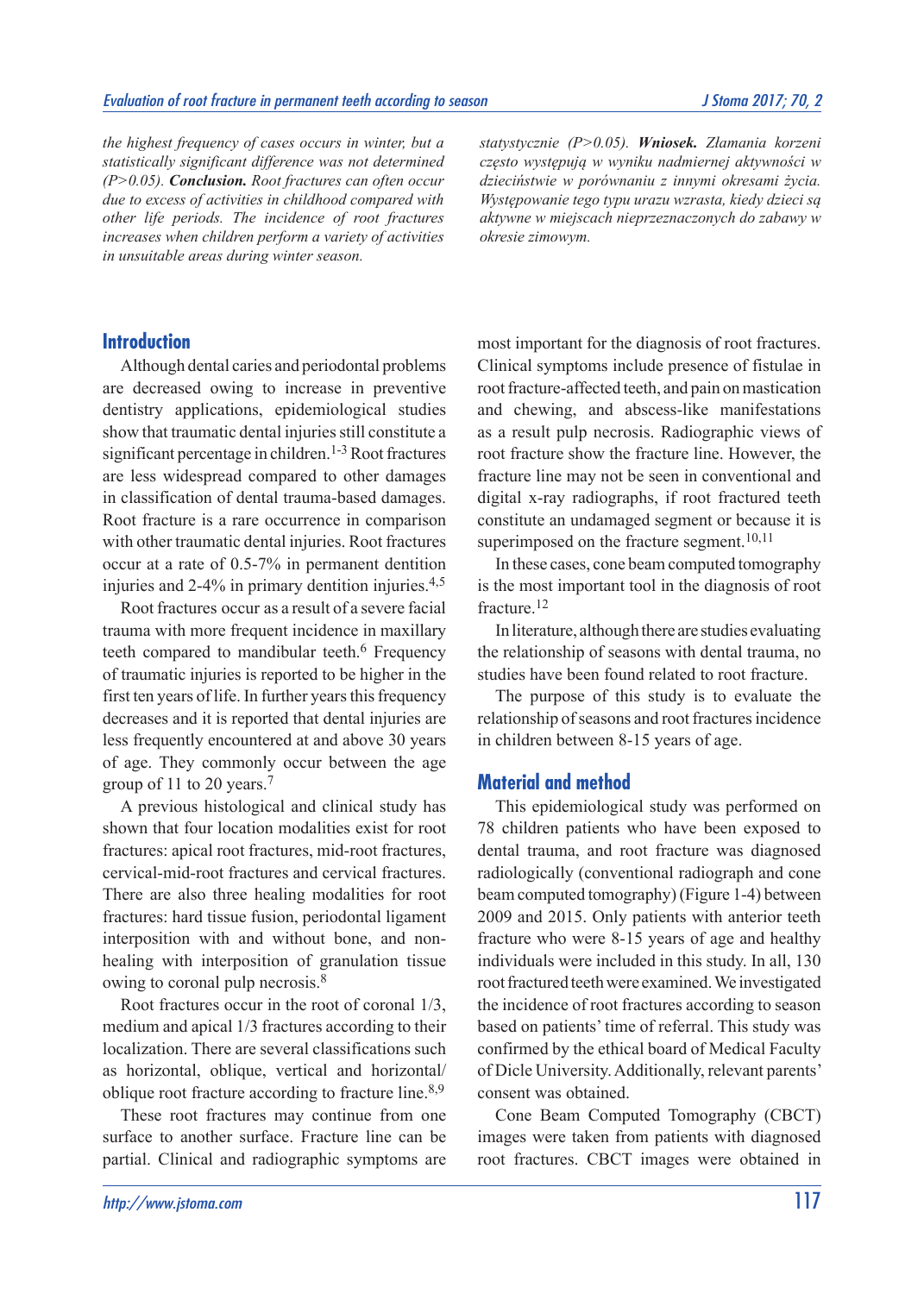*the highest frequency of cases occurs in winter, but a statistically significant difference was not determined (P>0.05).* ***Conclusion.*** *Root fractures can often occur due to excess of activities in childhood compared with other life periods. The incidence of root fractures increases when children perform a variety of activities in unsuitable areas during winter season.*

*statystycznie (P>0.05).* ***Wniosek.*** *Złamania korzeni często występują w wyniku nadmiernej aktywności w dzieciństwie w porównaniu z innymi okresami życia. Występowanie tego typu urazu wzrasta, kiedy dzieci są aktywne w miejscach nieprzeznaczonych do zabawy w okresie zimowym.*

## Introduction

Although dental caries and periodontal problems are decreased owing to increase in preventive dentistry applications, epidemiological studies show that traumatic dental injuries still constitute a significant percentage in children.[1-3] Root fractures are less widespread compared to other damages in classification of dental trauma-based damages. Root fracture is a rare occurrence in comparison with other traumatic dental injuries. Root fractures occur at a rate of 0.5-7% in permanent dentition injuries and 2-4% in primary dentition injuries.[4,5]

Root fractures occur as a result of a severe facial trauma with more frequent incidence in maxillary teeth compared to mandibular teeth.[6] Frequency of traumatic injuries is reported to be higher in the first ten years of life. In further years this frequency decreases and it is reported that dental injuries are less frequently encountered at and above 30 years of age. They commonly occur between the age group of 11 to 20 years.[7]

A previous histological and clinical study has shown that four location modalities exist for root fractures: apical root fractures, mid-root fractures, cervical-mid-root fractures and cervical fractures. There are also three healing modalities for root fractures: hard tissue fusion, periodontal ligament interposition with and without bone, and non-healing with interposition of granulation tissue owing to coronal pulp necrosis.[8]

Root fractures occur in the root of coronal 1/3, medium and apical 1/3 fractures according to their localization. There are several classifications such as horizontal, oblique, vertical and horizontal/oblique root fracture according to fracture line.[8,9]

These root fractures may continue from one surface to another surface. Fracture line can be partial. Clinical and radiographic symptoms are most important for the diagnosis of root fractures. Clinical symptoms include presence of fistulae in root fracture-affected teeth, and pain on mastication and chewing, and abscess-like manifestations as a result pulp necrosis. Radiographic views of root fracture show the fracture line. However, the fracture line may not be seen in conventional and digital x-ray radiographs, if root fractured teeth constitute an undamaged segment or because it is superimposed on the fracture segment.[10,11]

In these cases, cone beam computed tomography is the most important tool in the diagnosis of root fracture.[12]

In literature, although there are studies evaluating the relationship of seasons with dental trauma, no studies have been found related to root fracture.

The purpose of this study is to evaluate the relationship of seasons and root fractures incidence in children between 8-15 years of age.

## Material and method

This epidemiological study was performed on 78 children patients who have been exposed to dental trauma, and root fracture was diagnosed radiologically (conventional radiograph and cone beam computed tomography) (Figure 1-4) between 2009 and 2015. Only patients with anterior teeth fracture who were 8-15 years of age and healthy individuals were included in this study. In all, 130 root fractured teeth were examined. We investigated the incidence of root fractures according to season based on patients' time of referral. This study was confirmed by the ethical board of Medical Faculty of Dicle University. Additionally, relevant parents' consent was obtained.

Cone Beam Computed Tomography (CBCT) images were taken from patients with diagnosed root fractures. CBCT images were obtained in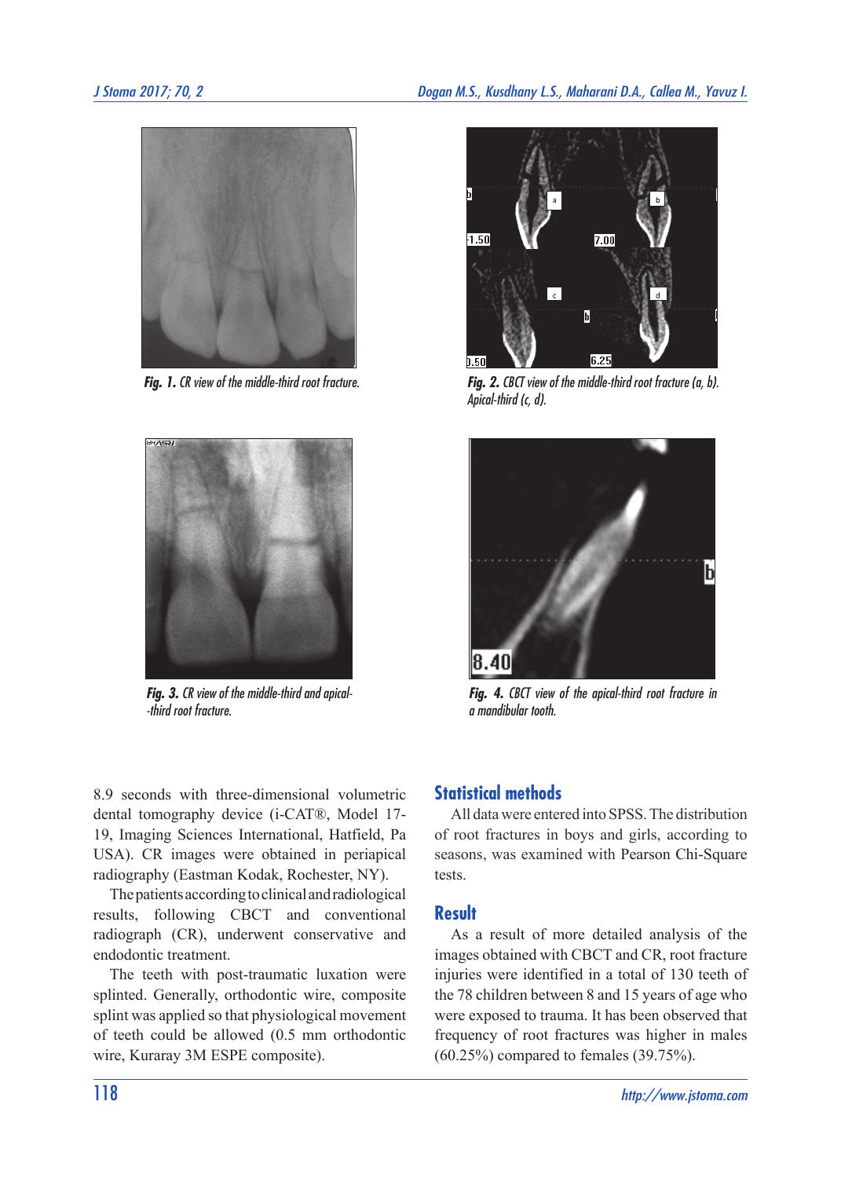*Fig. 1. CR view of the middle-third root fracture.*

*Fig. 2. CBCT view of the middle-third root fracture (a, b). Apical-third (c, d).*

*Fig. 3. CR view of the middle-third and apical-third root fracture.*

*Fig. 4. CBCT view of the apical-third root fracture in a mandibular tooth.*

8.9 seconds with three-dimensional volumetric dental tomography device (i-CAT®, Model 17-19, Imaging Sciences International, Hatfield, Pa USA). CR images were obtained in periapical radiography (Eastman Kodak, Rochester, NY).

The patients according to clinical and radiological results, following CBCT and conventional radiograph (CR), underwent conservative and endodontic treatment.

The teeth with post-traumatic luxation were splinted. Generally, orthodontic wire, composite splint was applied so that physiological movement of teeth could be allowed (0.5 mm orthodontic wire, Kuraray 3M ESPE composite).

## Statistical methods

All data were entered into SPSS. The distribution of root fractures in boys and girls, according to seasons, was examined with Pearson Chi-Square tests.

## Result

As a result of more detailed analysis of the images obtained with CBCT and CR, root fracture injuries were identified in a total of 130 teeth of the 78 children between 8 and 15 years of age who were exposed to trauma. It has been observed that frequency of root fractures was higher in males (60.25%) compared to females (39.75%).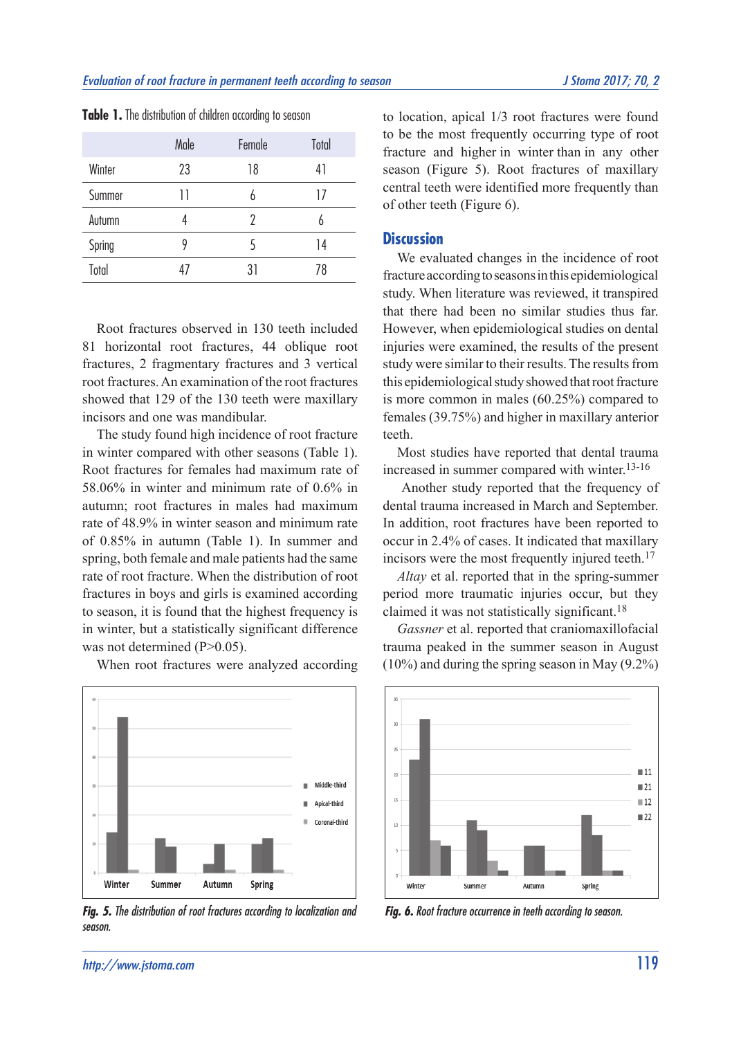**Table 1.** The distribution of children according to season

| | Male | Female | Total |
|---|---|---|---|
| Winter | 23 | 18 | 41 |
| Summer | 11 | 6 | 17 |
| Autumn | 4 | 2 | 6 |
| Spring | 9 | 5 | 14 |
| Total | 47 | 31 | 78 |

Root fractures observed in 130 teeth included 81 horizontal root fractures, 44 oblique root fractures, 2 fragmentary fractures and 3 vertical root fractures. An examination of the root fractures showed that 129 of the 130 teeth were maxillary incisors and one was mandibular.

The study found high incidence of root fracture in winter compared with other seasons (Table 1). Root fractures for females had maximum rate of 58.06% in winter and minimum rate of 0.6% in autumn; root fractures in males had maximum rate of 48.9% in winter season and minimum rate of 0.85% in autumn (Table 1). In summer and spring, both female and male patients had the same rate of root fracture. When the distribution of root fractures in boys and girls is examined according to season, it is found that the highest frequency is in winter, but a statistically significant difference was not determined ($P>0.05$).

When root fractures were analyzed according to location, apical 1/3 root fractures were found to be the most frequently occurring type of root fracture and higher in winter than in any other season (Figure 5). Root fractures of maxillary central teeth were identified more frequently than of other teeth (Figure 6).

Fig. 5. The distribution of root fractures according to localization and season.

Fig. 6. Root fracture occurrence in teeth according to season.

## Discussion

We evaluated changes in the incidence of root fracture according to seasons in this epidemiological study. When literature was reviewed, it transpired that there had been no similar studies thus far. However, when epidemiological studies on dental injuries were examined, the results of the present study were similar to their results. The results from this epidemiological study showed that root fracture is more common in males (60.25%) compared to females (39.75%) and higher in maxillary anterior teeth.

Most studies have reported that dental trauma increased in summer compared with winter.[13-16]

Another study reported that the frequency of dental trauma increased in March and September. In addition, root fractures have been reported to occur in 2.4% of cases. It indicated that maxillary incisors were the most frequently injured teeth.[17]

*Altay* et al. reported that in the spring-summer period more traumatic injuries occur, but they claimed it was not statistically significant.[18]

*Gassner* et al. reported that craniomaxillofacial trauma peaked in the summer season in August (10%) and during the spring season in May (9.2%)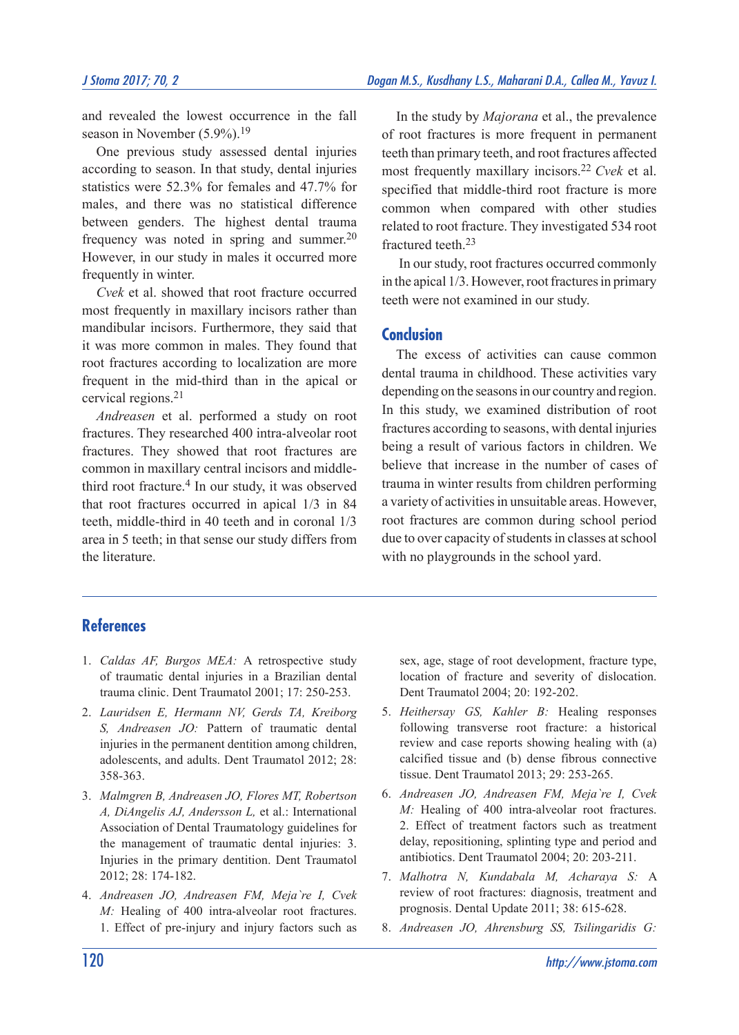and revealed the lowest occurrence in the fall season in November (5.9%).[19]

One previous study assessed dental injuries according to season. In that study, dental injuries statistics were 52.3% for females and 47.7% for males, and there was no statistical difference between genders. The highest dental trauma frequency was noted in spring and summer.[20] However, in our study in males it occurred more frequently in winter.

*Cvek* et al. showed that root fracture occurred most frequently in maxillary incisors rather than mandibular incisors. Furthermore, they said that it was more common in males. They found that root fractures according to localization are more frequent in the mid-third than in the apical or cervical regions.[21]

*Andreasen* et al. performed a study on root fractures. They researched 400 intra-alveolar root fractures. They showed that root fractures are common in maxillary central incisors and middle-third root fracture.[4] In our study, it was observed that root fractures occurred in apical 1/3 in 84 teeth, middle-third in 40 teeth and in coronal 1/3 area in 5 teeth; in that sense our study differs from the literature.

In the study by *Majorana* et al., the prevalence of root fractures is more frequent in permanent teeth than primary teeth, and root fractures affected most frequently maxillary incisors.[22] *Cvek* et al. specified that middle-third root fracture is more common when compared with other studies related to root fracture. They investigated 534 root fractured teeth.[23]

In our study, root fractures occurred commonly in the apical 1/3. However, root fractures in primary teeth were not examined in our study.

## Conclusion

The excess of activities can cause common dental trauma in childhood. These activities vary depending on the seasons in our country and region. In this study, we examined distribution of root fractures according to seasons, with dental injuries being a result of various factors in children. We believe that increase in the number of cases of trauma in winter results from children performing a variety of activities in unsuitable areas. However, root fractures are common during school period due to over capacity of students in classes at school with no playgrounds in the school yard.

## References

1. *Caldas AF, Burgos MEA:* A retrospective study of traumatic dental injuries in a Brazilian dental trauma clinic. Dent Traumatol 2001; 17: 250-253.
2. *Lauridsen E, Hermann NV, Gerds TA, Kreiborg S, Andreasen JO:* Pattern of traumatic dental injuries in the permanent dentition among children, adolescents, and adults. Dent Traumatol 2012; 28: 358-363.
3. *Malmgren B, Andreasen JO, Flores MT, Robertson A, DiAngelis AJ, Andersson L,* et al.: International Association of Dental Traumatology guidelines for the management of traumatic dental injuries: 3. Injuries in the primary dentition. Dent Traumatol 2012; 28: 174-182.
4. *Andreasen JO, Andreasen FM, Meja`re I, Cvek M:* Healing of 400 intra-alveolar root fractures. 1. Effect of pre-injury and injury factors such as sex, age, stage of root development, fracture type, location of fracture and severity of dislocation. Dent Traumatol 2004; 20: 192-202.
5. *Heithersay GS, Kahler B:* Healing responses following transverse root fracture: a historical review and case reports showing healing with (a) calcified tissue and (b) dense fibrous connective tissue. Dent Traumatol 2013; 29: 253-265.
6. *Andreasen JO, Andreasen FM, Meja`re I, Cvek M:* Healing of 400 intra-alveolar root fractures. 2. Effect of treatment factors such as treatment delay, repositioning, splinting type and period and antibiotics. Dent Traumatol 2004; 20: 203-211.
7. *Malhotra N, Kundabala M, Acharaya S:* A review of root fractures: diagnosis, treatment and prognosis. Dental Update 2011; 38: 615-628.
8. *Andreasen JO, Ahrensburg SS, Tsilingaridis G:*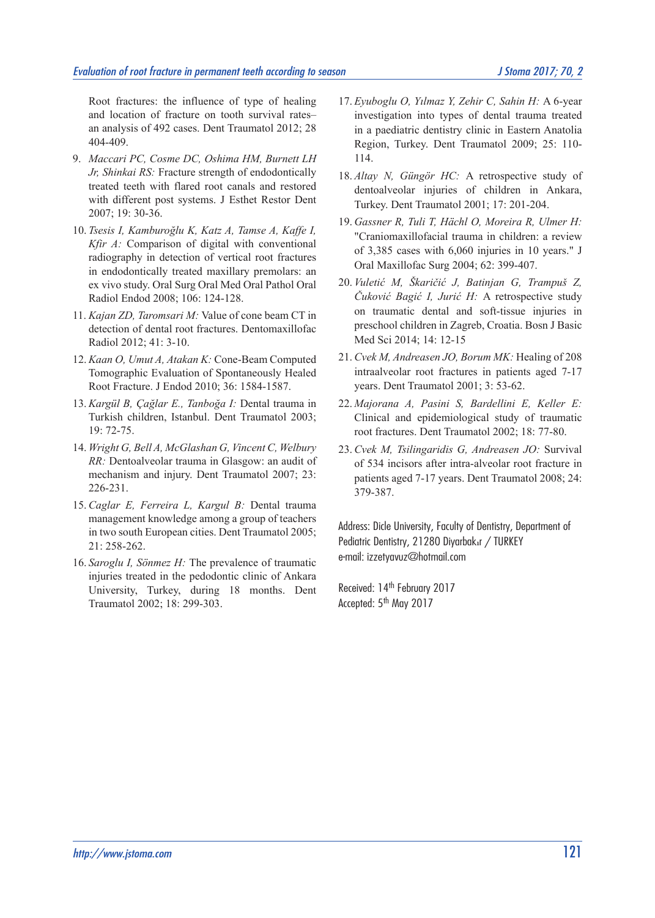Root fractures: the influence of type of healing and location of fracture on tooth survival rates– an analysis of 492 cases. Dent Traumatol 2012; 28 404-409.

9. *Maccari PC, Cosme DC, Oshima HM, Burnett LH Jr, Shinkai RS:* Fracture strength of endodontically treated teeth with flared root canals and restored with different post systems. J Esthet Restor Dent 2007; 19: 30-36.
10. *Tsesis I, Kamburoğlu K, Katz A, Tamse A, Kaffe I, Kfir A:* Comparison of digital with conventional radiography in detection of vertical root fractures in endodontically treated maxillary premolars: an ex vivo study. Oral Surg Oral Med Oral Pathol Oral Radiol Endod 2008; 106: 124-128.
11. *Kajan ZD, Taromsari M:* Value of cone beam CT in detection of dental root fractures. Dentomaxillofac Radiol 2012; 41: 3-10.
12. *Kaan O, Umut A, Atakan K:* Cone-Beam Computed Tomographic Evaluation of Spontaneously Healed Root Fracture. J Endod 2010; 36: 1584-1587.
13. *Kargül B, Çağlar E., Tanboğa I:* Dental trauma in Turkish children, Istanbul. Dent Traumatol 2003; 19: 72-75.
14. *Wright G, Bell A, McGlashan G, Vincent C, Welbury RR:* Dentoalveolar trauma in Glasgow: an audit of mechanism and injury. Dent Traumatol 2007; 23: 226-231.
15. *Caglar E, Ferreira L, Kargul B:* Dental trauma management knowledge among a group of teachers in two south European cities. Dent Traumatol 2005; 21: 258-262.
16. *Saroglu I, Sönmez H:* The prevalence of traumatic injuries treated in the pedodontic clinic of Ankara University, Turkey, during 18 months. Dent Traumatol 2002; 18: 299-303.
17. *Eyuboglu O, Yılmaz Y, Zehir C, Sahin H:* A 6-year investigation into types of dental trauma treated in a paediatric dentistry clinic in Eastern Anatolia Region, Turkey. Dent Traumatol 2009; 25: 110-114.
18. *Altay N, Güngör HC:* A retrospective study of dentoalveolar injuries of children in Ankara, Turkey. Dent Traumatol 2001; 17: 201-204.
19. *Gassner R, Tuli T, Hächl O, Moreira R, Ulmer H:* "Craniomaxillofacial trauma in children: a review of 3,385 cases with 6,060 injuries in 10 years." J Oral Maxillofac Surg 2004; 62: 399-407.
20. *Vuletić M, Škaričić J, Batinjan G, Trampuš Z, Čuković Bagić I, Jurić H:* A retrospective study on traumatic dental and soft-tissue injuries in preschool children in Zagreb, Croatia. Bosn J Basic Med Sci 2014; 14: 12-15
21. *Cvek M, Andreasen JO, Borum MK:* Healing of 208 intraalveolar root fractures in patients aged 7-17 years. Dent Traumatol 2001; 3: 53-62.
22. *Majorana A, Pasini S, Bardellini E, Keller E:* Clinical and epidemiological study of traumatic root fractures. Dent Traumatol 2002; 18: 77-80.
23. *Cvek M, Tsilingaridis G, Andreasen JO:* Survival of 534 incisors after intra-alveolar root fracture in patients aged 7-17 years. Dent Traumatol 2008; 24: 379-387.

Address: Dicle University, Faculty of Dentistry, Department of Pediatric Dentistry, 21280 Diyarbakır / TURKEY
e-mail: izzetyavuz@hotmail.com

Received: 14th February 2017
Accepted: 5th May 2017